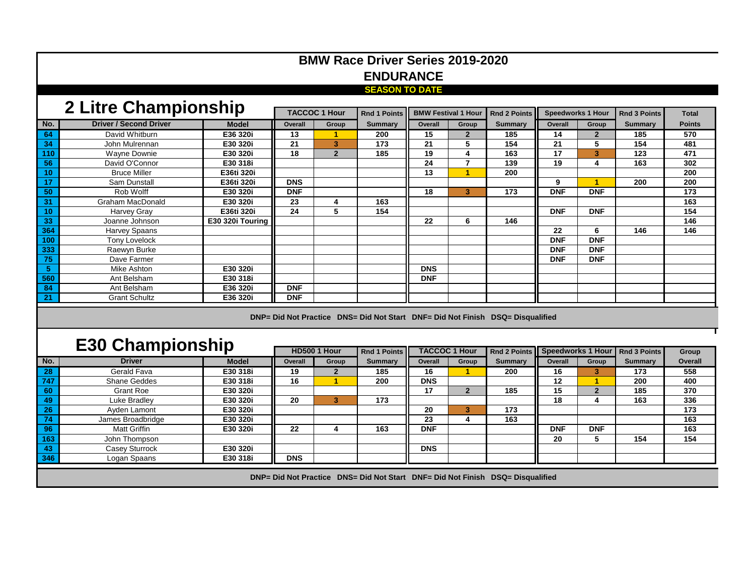# BMW Race Driver Series 2019-2020

## ENDURANCE

**SEASON TO DATE**

## 2 Litre Championship

| No. | Driver / Second Driver | Model | TACCOC 1 Hour | | Rnd 1 Points | BMW Festival 1 Hour | | Rnd 2 Points | Speedworks 1 Hour | | Rnd 3 Points | Total |
|---|---|---|---|---|---|---|---|---|---|---|---|---|
| | | | Overall | Group | Summary | Overall | Group | Summary | Overall | Group | Summary | Points |
| 64 | David Whitburn | E36 320i | 13 | 1 | 200 | 15 | 2 | 185 | 14 | 2 | 185 | 570 |
| 34 | John Mulrennan | E30 320i | 21 | 3 | 173 | 21 | 5 | 154 | 21 | 5 | 154 | 481 |
| 110 | Wayne Downie | E30 320i | 18 | 2 | 185 | 19 | 4 | 163 | 17 | 3 | 123 | 471 |
| 56 | David O'Connor | E30 318i | | | | 24 | 7 | 139 | 19 | 4 | 163 | 302 |
| 10 | Bruce Miller | E36ti 320i | | | | 13 | 1 | 200 | | | | 200 |
| 17 | Sam Dunstall | E36ti 320i | DNS | | | | | | 9 | 1 | 200 | 200 |
| 50 | Rob Wolff | E30 320i | DNF | | | 18 | 3 | 173 | DNF | DNF | | 173 |
| 31 | Graham MacDonald | E30 320i | 23 | 4 | 163 | | | | | | | 163 |
| 10 | Harvey Gray | E36ti 320i | 24 | 5 | 154 | | | | DNF | DNF | | 154 |
| 33 | Joanne Johnson | E30 320i Touring | | | | 22 | 6 | 146 | | | | 146 |
| 364 | Harvey Spaans | | | | | | | | 22 | 6 | 146 | 146 |
| 100 | Tony Lovelock | | | | | | | | DNF | DNF | | |
| 333 | Raewyn Burke | | | | | | | | DNF | DNF | | |
| 75 | Dave Farmer | | | | | | | | DNF | DNF | | |
| 5 | Mike Ashton | E30 320i | | | | DNS | | | | | | |
| 560 | Ant Belsham | E30 318i | | | | DNF | | | | | | |
| 84 | Ant Belsham | E36 320i | DNF | | | | | | | | | |
| 21 | Grant Schultz | E36 320i | DNF | | | | | | | | | |

DNP= Did Not Practice DNS= Did Not Start DNF= Did Not Finish DSQ= Disqualified

## E30 Championship

| No. | Driver | Model | HD500 1 Hour | | Rnd 1 Points | TACCOC 1 Hour | | Rnd 2 Points | Speedworks 1 Hour | | Rnd 3 Points | Group |
|---|---|---|---|---|---|---|---|---|---|---|---|---|
| | | | Overall | Group | Summary | Overall | Group | Summary | Overall | Group | Summary | Overall |
| 28 | Gerald Fava | E30 318i | 19 | 2 | 185 | 16 | 1 | 200 | 16 | 3 | 173 | 558 |
| 747 | Shane Geddes | E30 318i | 16 | 1 | 200 | DNS | | | 12 | 1 | 200 | 400 |
| 60 | Grant Roe | E30 320i | | | | 17 | 2 | 185 | 15 | 2 | 185 | 370 |
| 49 | Luke Bradley | E30 320i | 20 | 3 | 173 | | | | 18 | 4 | 163 | 336 |
| 26 | Ayden Lamont | E30 320i | | | | 20 | 3 | 173 | | | | 173 |
| 74 | James Broadbridge | E30 320i | | | | 23 | 4 | 163 | | | | 163 |
| 96 | Matt Griffin | E30 320i | 22 | 4 | 163 | DNF | | | DNF | DNF | | 163 |
| 163 | John Thompson | | | | | | | | 20 | 5 | 154 | 154 |
| 43 | Casey Sturrock | E30 320i | | | | DNS | | | | | | |
| 346 | Logan Spaans | E30 318i | DNS | | | | | | | | | |

DNP= Did Not Practice DNS= Did Not Start DNF= Did Not Finish DSQ= Disqualified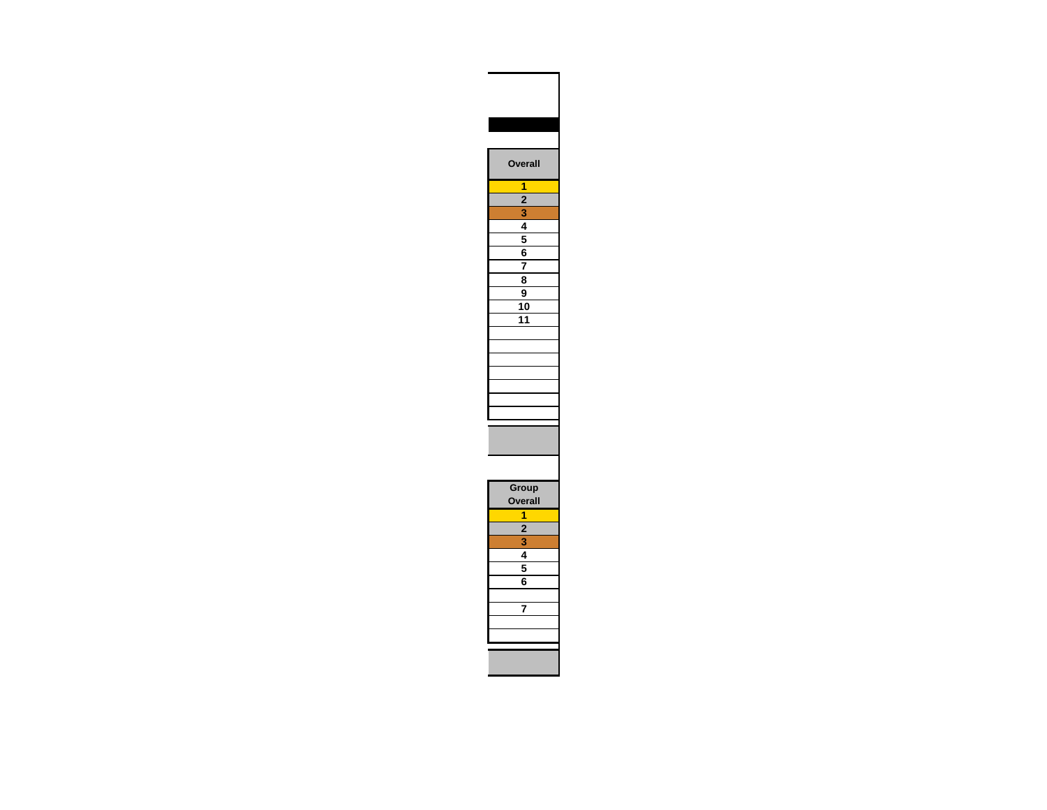| Overall |
|---|
| 1 |
| 2 |
| 3 |
| 4 |
| 5 |
| 6 |
| 7 |
| 8 |
| 9 |
| 10 |
| 11 |
| |
| |
| |
| |
| |
| |
| |

| Group Overall |
|---|
| 1 |
| 2 |
| 3 |
| 4 |
| 5 |
| 6 |
| |
| 7 |
| |
| |